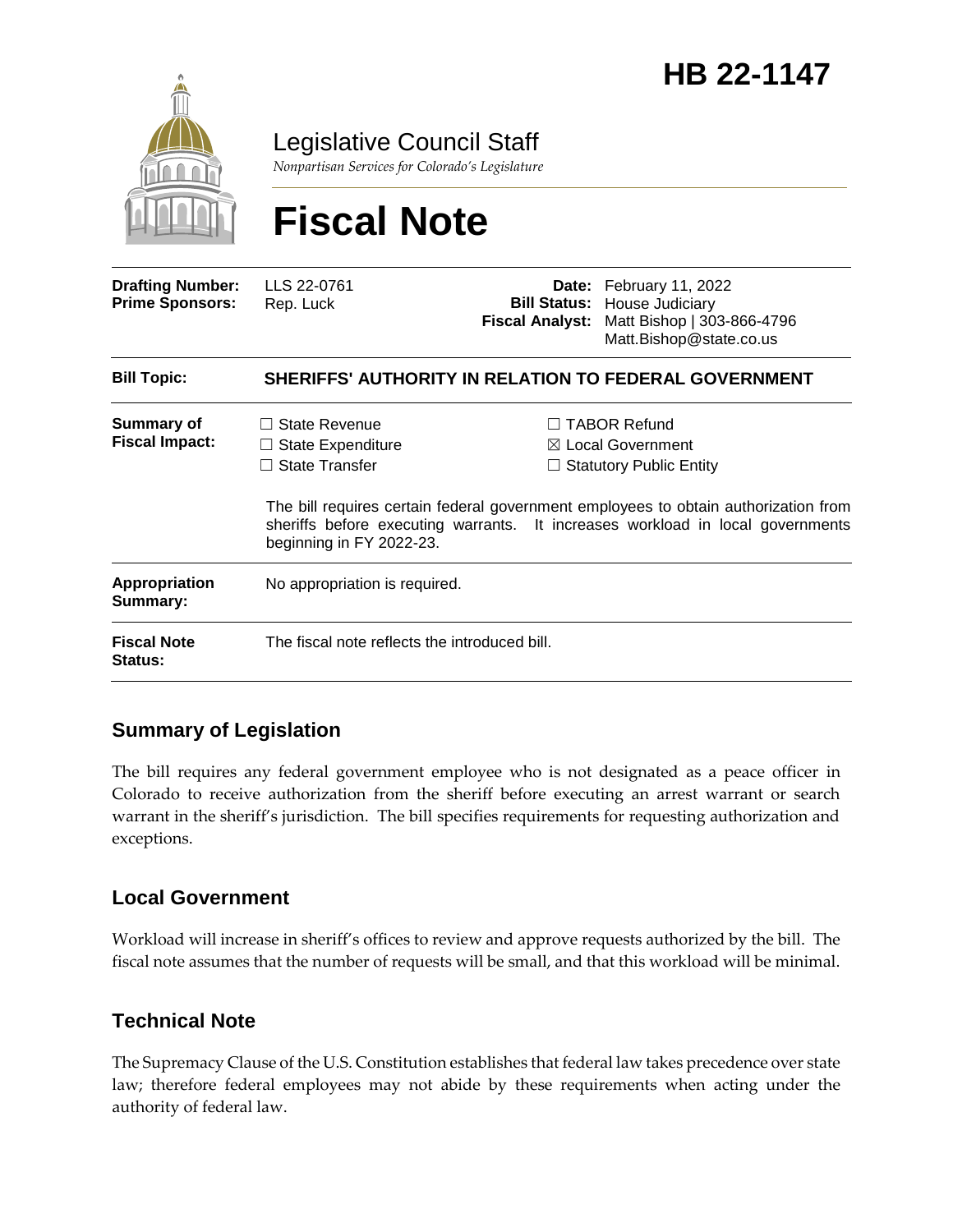# HB 22-1147

Legislative Council Staff

*Nonpartisan Services for Colorado's Legislature*

# Fiscal Note

| | | | |
|---|---|---|---|
| **Drafting Number:** | LLS 22-0761 | **Date:** | February 11, 2022 |
| **Prime Sponsors:** | Rep. Luck | **Bill Status:** | House Judiciary |
| | | **Fiscal Analyst:** | Matt Bishop \| 303-866-4796<br>Matt.Bishop@state.co.us |

| | |
|---|---|
| **Bill Topic:** | **SHERIFFS' AUTHORITY IN RELATION TO FEDERAL GOVERNMENT** |
| **Summary of Fiscal Impact:** | ☐ State Revenue ☐ State Expenditure ☐ State Transfer ☐ TABOR Refund ☒ Local Government ☐ Statutory Public Entity<br><br>The bill requires certain federal government employees to obtain authorization from sheriffs before executing warrants. It increases workload in local governments beginning in FY 2022-23. |
| **Appropriation Summary:** | No appropriation is required. |
| **Fiscal Note Status:** | The fiscal note reflects the introduced bill. |

## Summary of Legislation

The bill requires any federal government employee who is not designated as a peace officer in Colorado to receive authorization from the sheriff before executing an arrest warrant or search warrant in the sheriff's jurisdiction. The bill specifies requirements for requesting authorization and exceptions.

## Local Government

Workload will increase in sheriff's offices to review and approve requests authorized by the bill. The fiscal note assumes that the number of requests will be small, and that this workload will be minimal.

## Technical Note

The Supremacy Clause of the U.S. Constitution establishes that federal law takes precedence over state law; therefore federal employees may not abide by these requirements when acting under the authority of federal law.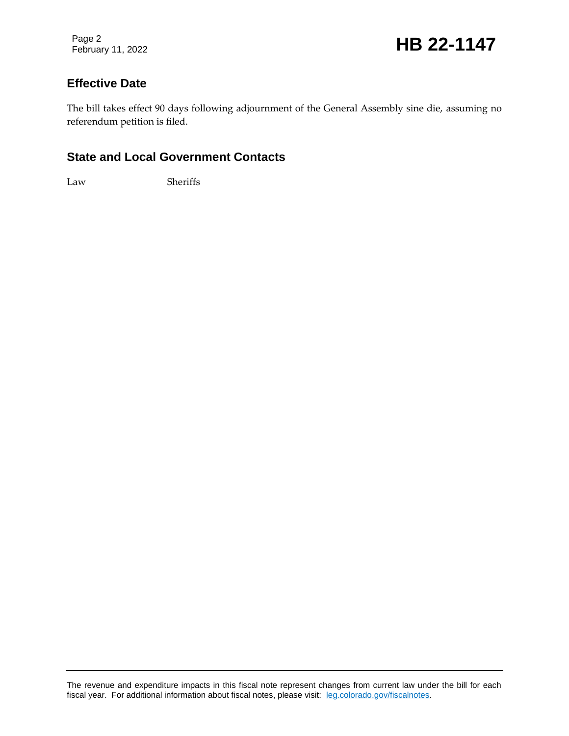## Effective Date

The bill takes effect 90 days following adjournment of the General Assembly sine die, assuming no referendum petition is filed.

## State and Local Government Contacts

Law Sheriffs

The revenue and expenditure impacts in this fiscal note represent changes from current law under the bill for each fiscal year. For additional information about fiscal notes, please visit: leg.colorado.gov/fiscalnotes.